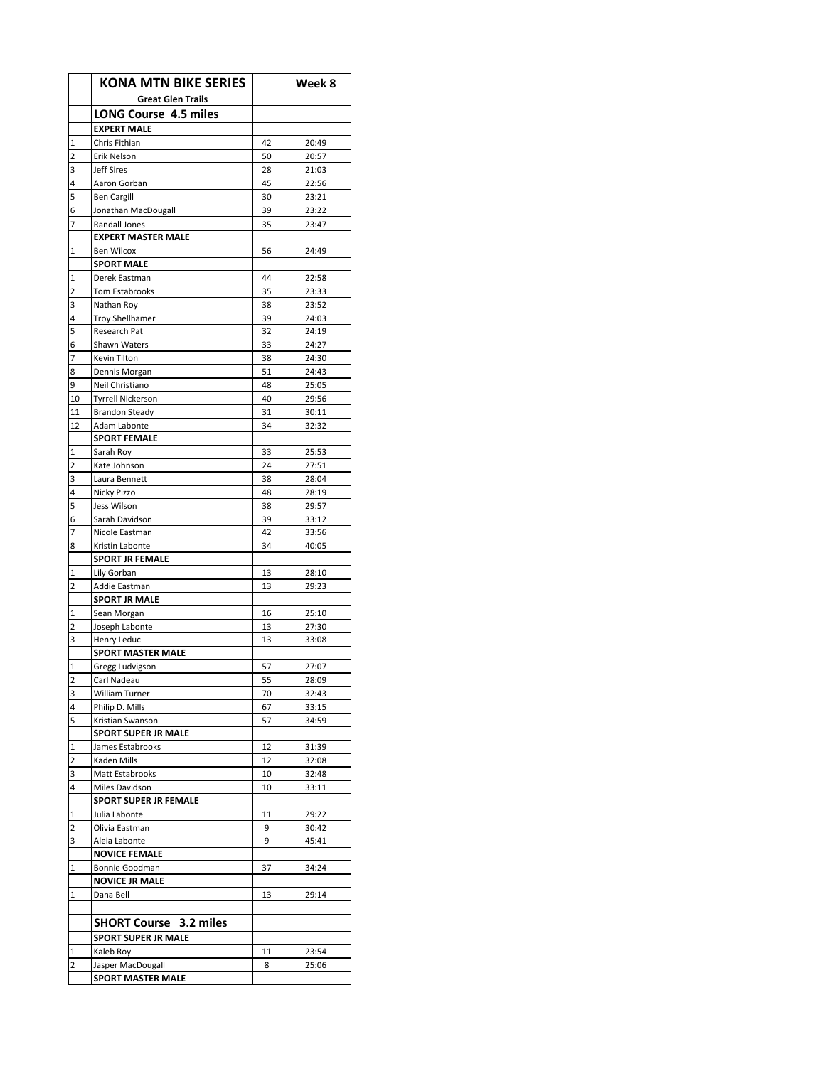|  | KONA MTN BIKE SERIES |  | Week 8 |
|---|---|---|---|
|  | **Great Glen Trails** |  |  |
|  | **LONG Course 4.5 miles** |  |  |
|  | **EXPERT MALE** |  |  |
| 1 | Chris Fithian | 42 | 20:49 |
| 2 | Erik Nelson | 50 | 20:57 |
| 3 | Jeff Sires | 28 | 21:03 |
| 4 | Aaron Gorban | 45 | 22:56 |
| 5 | Ben Cargill | 30 | 23:21 |
| 6 | Jonathan MacDougall | 39 | 23:22 |
| 7 | Randall Jones | 35 | 23:47 |
|  | **EXPERT MASTER MALE** |  |  |
| 1 | Ben Wilcox | 56 | 24:49 |
|  | **SPORT MALE** |  |  |
| 1 | Derek Eastman | 44 | 22:58 |
| 2 | Tom Estabrooks | 35 | 23:33 |
| 3 | Nathan Roy | 38 | 23:52 |
| 4 | Troy Shellhamer | 39 | 24:03 |
| 5 | Research Pat | 32 | 24:19 |
| 6 | Shawn Waters | 33 | 24:27 |
| 7 | Kevin Tilton | 38 | 24:30 |
| 8 | Dennis Morgan | 51 | 24:43 |
| 9 | Neil Christiano | 48 | 25:05 |
| 10 | Tyrrell Nickerson | 40 | 29:56 |
| 11 | Brandon Steady | 31 | 30:11 |
| 12 | Adam Labonte | 34 | 32:32 |
|  | **SPORT FEMALE** |  |  |
| 1 | Sarah Roy | 33 | 25:53 |
| 2 | Kate Johnson | 24 | 27:51 |
| 3 | Laura Bennett | 38 | 28:04 |
| 4 | Nicky Pizzo | 48 | 28:19 |
| 5 | Jess Wilson | 38 | 29:57 |
| 6 | Sarah Davidson | 39 | 33:12 |
| 7 | Nicole Eastman | 42 | 33:56 |
| 8 | Kristin Labonte | 34 | 40:05 |
|  | **SPORT JR FEMALE** |  |  |
| 1 | Lily Gorban | 13 | 28:10 |
| 2 | Addie Eastman | 13 | 29:23 |
|  | **SPORT JR MALE** |  |  |
| 1 | Sean Morgan | 16 | 25:10 |
| 2 | Joseph Labonte | 13 | 27:30 |
| 3 | Henry Leduc | 13 | 33:08 |
|  | **SPORT MASTER MALE** |  |  |
| 1 | Gregg Ludvigson | 57 | 27:07 |
| 2 | Carl Nadeau | 55 | 28:09 |
| 3 | William Turner | 70 | 32:43 |
| 4 | Philip D. Mills | 67 | 33:15 |
| 5 | Kristian Swanson | 57 | 34:59 |
|  | **SPORT SUPER JR MALE** |  |  |
| 1 | James Estabrooks | 12 | 31:39 |
| 2 | Kaden Mills | 12 | 32:08 |
| 3 | Matt Estabrooks | 10 | 32:48 |
| 4 | Miles Davidson | 10 | 33:11 |
|  | **SPORT SUPER JR FEMALE** |  |  |
| 1 | Julia Labonte | 11 | 29:22 |
| 2 | Olivia Eastman | 9 | 30:42 |
| 3 | Aleia Labonte | 9 | 45:41 |
|  | **NOVICE FEMALE** |  |  |
| 1 | Bonnie Goodman | 37 | 34:24 |
|  | **NOVICE JR MALE** |  |  |
| 1 | Dana Bell | 13 | 29:14 |
|  |  |  |  |
|  | **SHORT Course 3.2 miles** |  |  |
|  | **SPORT SUPER JR MALE** |  |  |
| 1 | Kaleb Roy | 11 | 23:54 |
| 2 | Jasper MacDougall | 8 | 25:06 |
|  | **SPORT MASTER MALE** |  |  |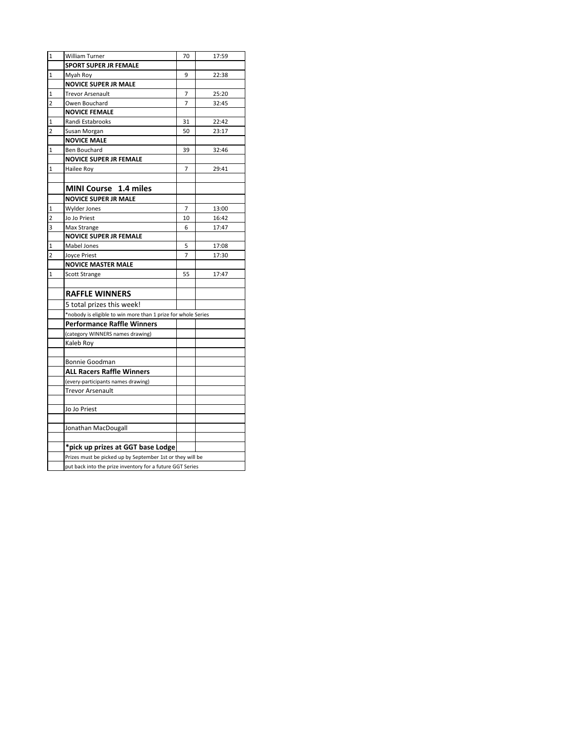| | | | |
|---|---|---|---|
| 1 | William Turner | 70 | 17:59 |
| | **SPORT SUPER JR FEMALE** | | |
| 1 | Myah Roy | 9 | 22:38 |
| | **NOVICE SUPER JR MALE** | | |
| 1 | Trevor Arsenault | 7 | 25:20 |
| 2 | Owen Bouchard | 7 | 32:45 |
| | **NOVICE FEMALE** | | |
| 1 | Randi Estabrooks | 31 | 22:42 |
| 2 | Susan Morgan | 50 | 23:17 |
| | **NOVICE MALE** | | |
| 1 | Ben Bouchard | 39 | 32:46 |
| | **NOVICE SUPER JR FEMALE** | | |
| 1 | Hailee Roy | 7 | 29:41 |
| | | | |
| | **MINI Course 1.4 miles** | | |
| | **NOVICE SUPER JR MALE** | | |
| 1 | Wylder Jones | 7 | 13:00 |
| 2 | Jo Jo Priest | 10 | 16:42 |
| 3 | Max Strange | 6 | 17:47 |
| | **NOVICE SUPER JR FEMALE** | | |
| 1 | Mabel Jones | 5 | 17:08 |
| 2 | Joyce Priest | 7 | 17:30 |
| | **NOVICE MASTER MALE** | | |
| 1 | Scott Strange | 55 | 17:47 |
| | | | |
| | **RAFFLE WINNERS** | | |
| | 5 total prizes this week! | | |
| | *nobody is eligible to win more than 1 prize for whole Series | | |
| | **Performance Raffle Winners** | | |
| | (category WINNERS names drawing) | | |
| | Kaleb Roy | | |
| | | | |
| | Bonnie Goodman | | |
| | **ALL Racers Raffle Winners** | | |
| | (every-participants names drawing) | | |
| | Trevor Arsenault | | |
| | | | |
| | Jo Jo Priest | | |
| | | | |
| | Jonathan MacDougall | | |
| | | | |
| | **\*pick up prizes at GGT base Lodge** | | |
| | Prizes must be picked up by September 1st or they will be | | |
| | put back into the prize inventory for a future GGT Series | | |